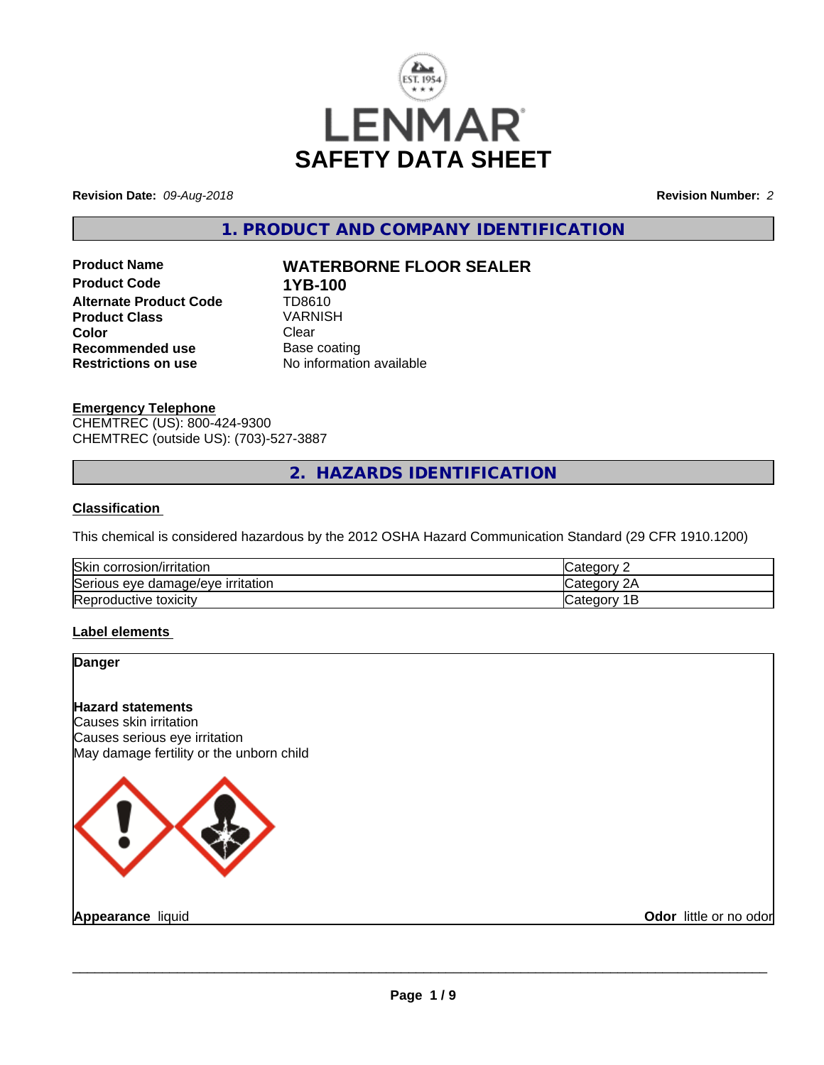# LENMAR

# SAFETY DATA SHEET

**Revision Date:** *09-Aug-2018*

**Revision Number:** *2*

## 1. PRODUCT AND COMPANY IDENTIFICATION

| | |
|---|---|
| **Product Name** | **WATERBORNE FLOOR SEALER** |
| **Product Code** | **1YB-100** |
| **Alternate Product Code** | TD8610 |
| **Product Class** | VARNISH |
| **Color** | Clear |
| **Recommended use** | Base coating |
| **Restrictions on use** | No information available |

**Emergency Telephone**

CHEMTREC (US): 800-424-9300
CHEMTREC (outside US): (703)-527-3887

## 2. HAZARDS IDENTIFICATION

### Classification

This chemical is considered hazardous by the 2012 OSHA Hazard Communication Standard (29 CFR 1910.1200)

| | |
|---|---|
| Skin corrosion/irritation | Category 2 |
| Serious eye damage/eye irritation | Category 2A |
| Reproductive toxicity | Category 1B |

### Label elements

**Danger**

**Hazard statements**

Causes skin irritation
Causes serious eye irritation
May damage fertility or the unborn child

**Appearance** liquid

**Odor** little or no odor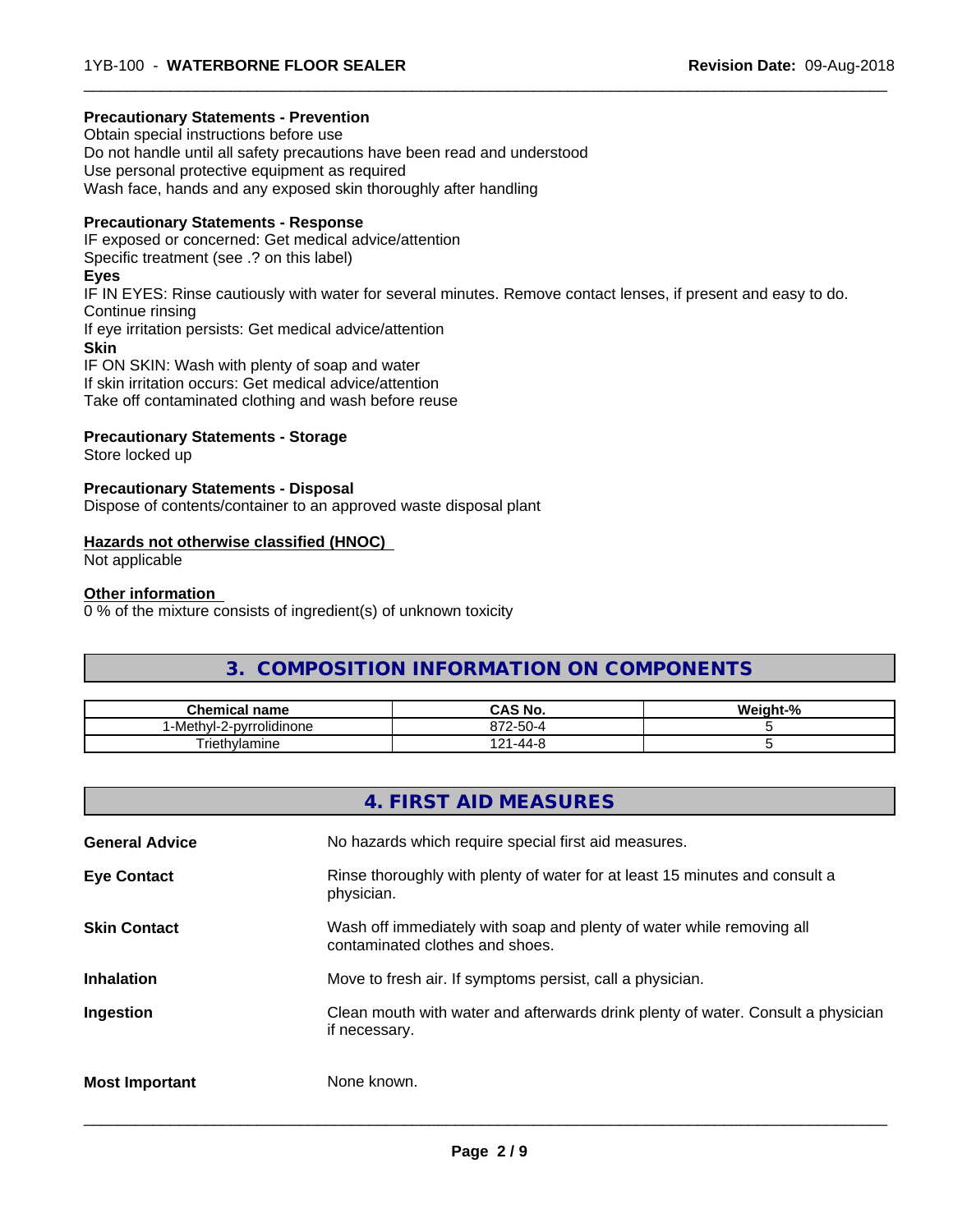**Precautionary Statements - Prevention**

Obtain special instructions before use
Do not handle until all safety precautions have been read and understood
Use personal protective equipment as required
Wash face, hands and any exposed skin thoroughly after handling

**Precautionary Statements - Response**

IF exposed or concerned: Get medical advice/attention
Specific treatment (see .? on this label)

**Eyes**

IF IN EYES: Rinse cautiously with water for several minutes. Remove contact lenses, if present and easy to do. Continue rinsing
If eye irritation persists: Get medical advice/attention

**Skin**

IF ON SKIN: Wash with plenty of soap and water
If skin irritation occurs: Get medical advice/attention
Take off contaminated clothing and wash before reuse

**Precautionary Statements - Storage**

Store locked up

**Precautionary Statements - Disposal**

Dispose of contents/container to an approved waste disposal plant

**Hazards not otherwise classified (HNOC)**

Not applicable

**Other information**

0 % of the mixture consists of ingredient(s) of unknown toxicity

## 3. COMPOSITION INFORMATION ON COMPONENTS

| Chemical name | CAS No. | Weight-% |
|---|---|---|
| 1-Methyl-2-pyrrolidinone | 872-50-4 | 5 |
| Triethylamine | 121-44-8 | 5 |

## 4. FIRST AID MEASURES

**General Advice** No hazards which require special first aid measures.

**Eye Contact** Rinse thoroughly with plenty of water for at least 15 minutes and consult a physician.

**Skin Contact** Wash off immediately with soap and plenty of water while removing all contaminated clothes and shoes.

**Inhalation** Move to fresh air. If symptoms persist, call a physician.

**Ingestion** Clean mouth with water and afterwards drink plenty of water. Consult a physician if necessary.

**Most Important** None known.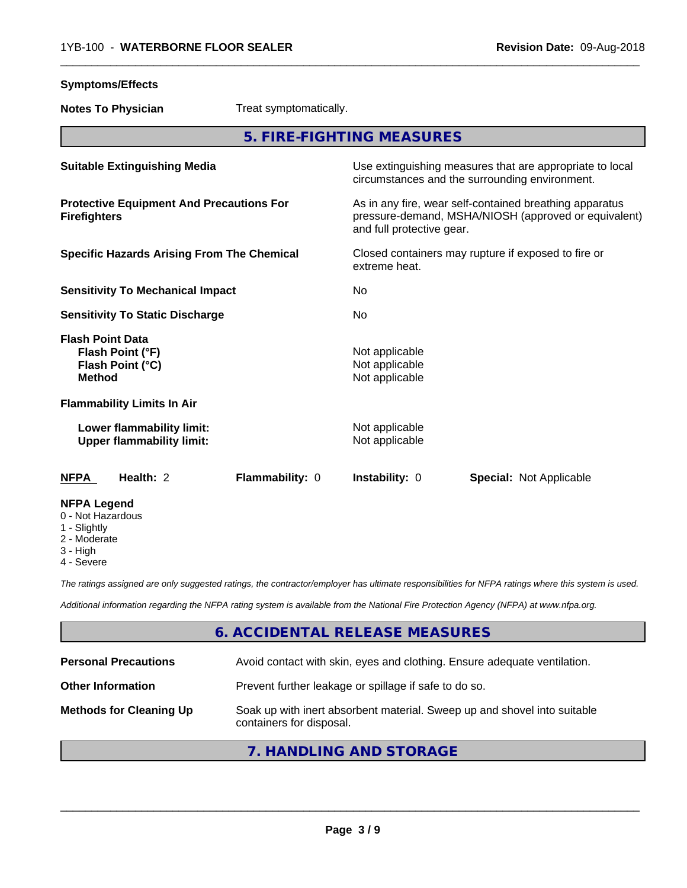**Symptoms/Effects**

**Notes To Physician** Treat symptomatically.

## 5. FIRE-FIGHTING MEASURES

| | |
|---|---|
| **Suitable Extinguishing Media** | Use extinguishing measures that are appropriate to local circumstances and the surrounding environment. |
| **Protective Equipment And Precautions For Firefighters** | As in any fire, wear self-contained breathing apparatus pressure-demand, MSHA/NIOSH (approved or equivalent) and full protective gear. |
| **Specific Hazards Arising From The Chemical** | Closed containers may rupture if exposed to fire or extreme heat. |
| **Sensitivity To Mechanical Impact** | No |
| **Sensitivity To Static Discharge** | No |
| **Flash Point Data** | |
| **Flash Point (°F)** | Not applicable |
| **Flash Point (°C)** | Not applicable |
| **Method** | Not applicable |
| **Flammability Limits In Air** | |
| **Lower flammability limit:** | Not applicable |
| **Upper flammability limit:** | Not applicable |

**NFPA** **Health:** 2 **Flammability:** 0 **Instability:** 0 **Special:** Not Applicable

**NFPA Legend**
- 0 - Not Hazardous
- 1 - Slightly
- 2 - Moderate
- 3 - High
- 4 - Severe

*The ratings assigned are only suggested ratings, the contractor/employer has ultimate responsibilities for NFPA ratings where this system is used.*

*Additional information regarding the NFPA rating system is available from the National Fire Protection Agency (NFPA) at www.nfpa.org.*

## 6. ACCIDENTAL RELEASE MEASURES

| | |
|---|---|
| **Personal Precautions** | Avoid contact with skin, eyes and clothing. Ensure adequate ventilation. |
| **Other Information** | Prevent further leakage or spillage if safe to do so. |
| **Methods for Cleaning Up** | Soak up with inert absorbent material. Sweep up and shovel into suitable containers for disposal. |

## 7. HANDLING AND STORAGE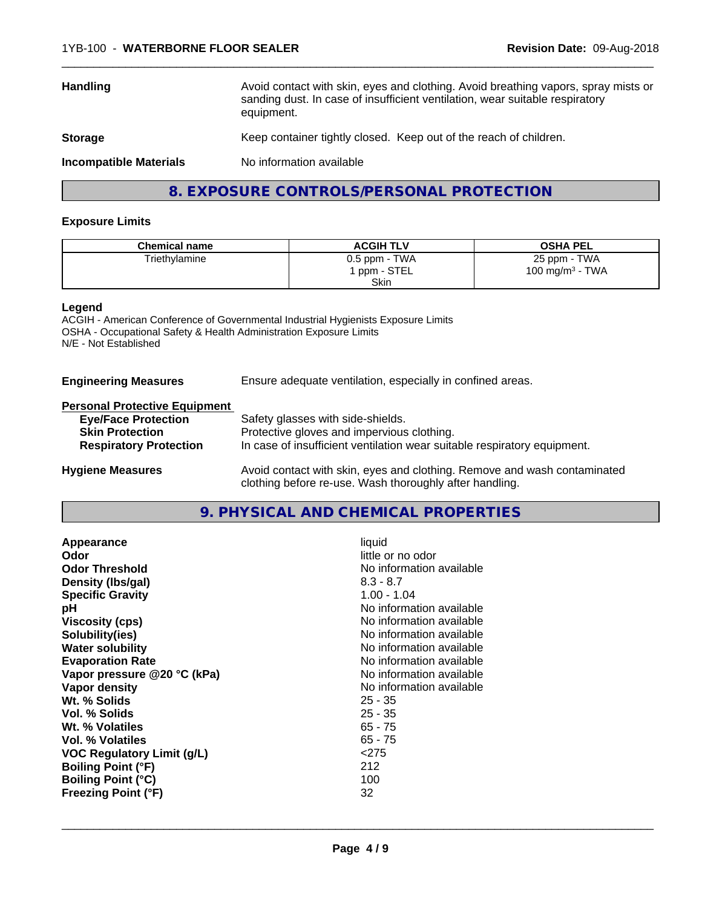| | |
|---|---|
| **Handling** | Avoid contact with skin, eyes and clothing. Avoid breathing vapors, spray mists or sanding dust. In case of insufficient ventilation, wear suitable respiratory equipment. |
| **Storage** | Keep container tightly closed. Keep out of the reach of children. |
| **Incompatible Materials** | No information available |

## 8. EXPOSURE CONTROLS/PERSONAL PROTECTION

### Exposure Limits

| Chemical name | ACGIH TLV | OSHA PEL |
|---|---|---|
| Triethylamine | 0.5 ppm - TWA<br>1 ppm - STEL<br>Skin | 25 ppm - TWA<br>100 mg/m³ - TWA |

**Legend**
ACGIH - American Conference of Governmental Industrial Hygienists Exposure Limits
OSHA - Occupational Safety & Health Administration Exposure Limits
N/E - Not Established

**Engineering Measures** Ensure adequate ventilation, especially in confined areas.

**Personal Protective Equipment**

- **Eye/Face Protection** Safety glasses with side-shields.
- **Skin Protection** Protective gloves and impervious clothing.
- **Respiratory Protection** In case of insufficient ventilation wear suitable respiratory equipment.

**Hygiene Measures** Avoid contact with skin, eyes and clothing. Remove and wash contaminated clothing before re-use. Wash thoroughly after handling.

## 9. PHYSICAL AND CHEMICAL PROPERTIES

| | |
|---|---|
| **Appearance** | liquid |
| **Odor** | little or no odor |
| **Odor Threshold** | No information available |
| **Density (lbs/gal)** | 8.3 - 8.7 |
| **Specific Gravity** | 1.00 - 1.04 |
| **pH** | No information available |
| **Viscosity (cps)** | No information available |
| **Solubility(ies)** | No information available |
| **Water solubility** | No information available |
| **Evaporation Rate** | No information available |
| **Vapor pressure @20 °C (kPa)** | No information available |
| **Vapor density** | No information available |
| **Wt. % Solids** | 25 - 35 |
| **Vol. % Solids** | 25 - 35 |
| **Wt. % Volatiles** | 65 - 75 |
| **Vol. % Volatiles** | 65 - 75 |
| **VOC Regulatory Limit (g/L)** | <275 |
| **Boiling Point (°F)** | 212 |
| **Boiling Point (°C)** | 100 |
| **Freezing Point (°F)** | 32 |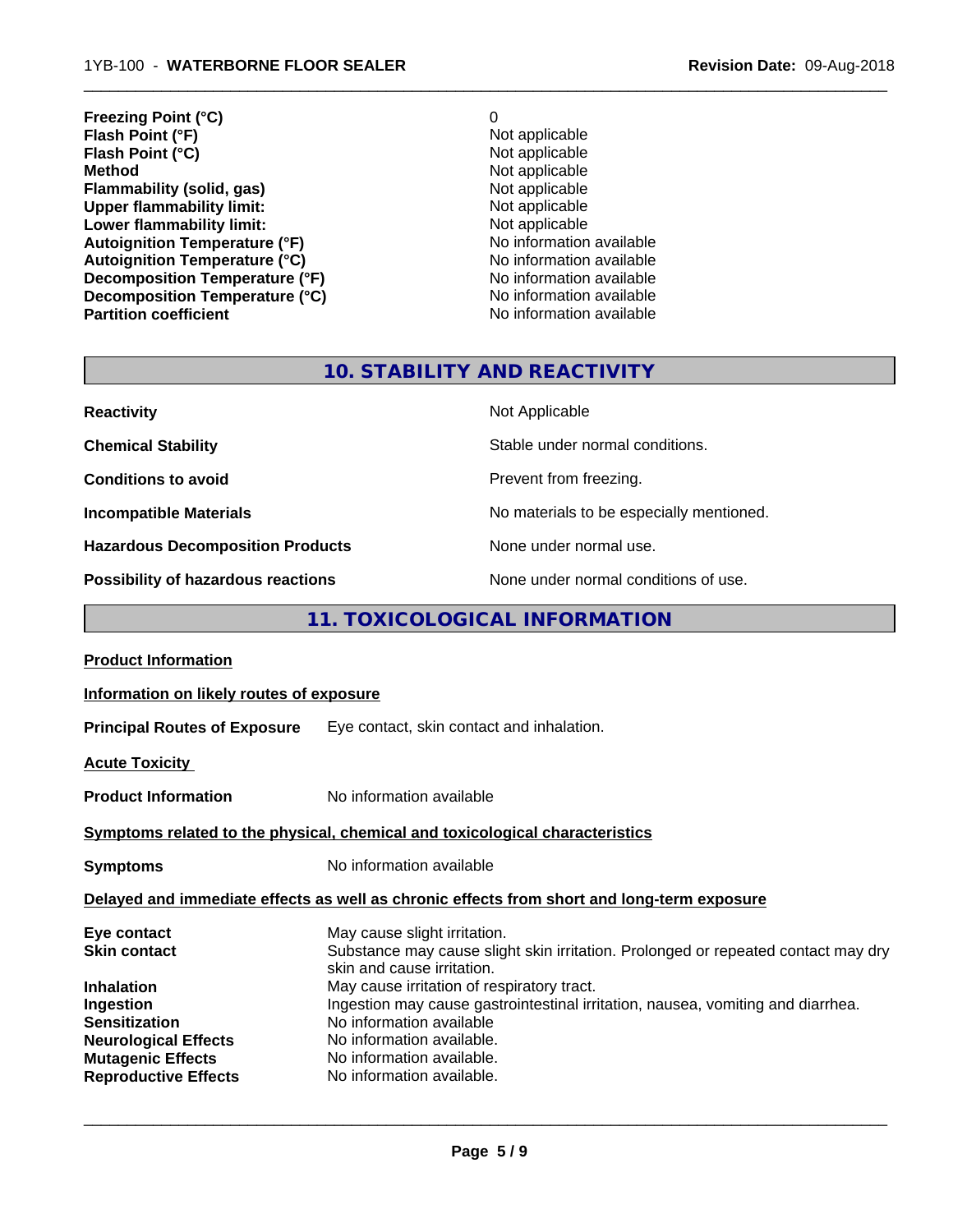| | |
|---|---|
| **Freezing Point (°C)** | 0 |
| **Flash Point (°F)** | Not applicable |
| **Flash Point (°C)** | Not applicable |
| **Method** | Not applicable |
| **Flammability (solid, gas)** | Not applicable |
| **Upper flammability limit:** | Not applicable |
| **Lower flammability limit:** | Not applicable |
| **Autoignition Temperature (°F)** | No information available |
| **Autoignition Temperature (°C)** | No information available |
| **Decomposition Temperature (°F)** | No information available |
| **Decomposition Temperature (°C)** | No information available |
| **Partition coefficient** | No information available |

## 10. STABILITY AND REACTIVITY

| | |
|---|---|
| **Reactivity** | Not Applicable |
| **Chemical Stability** | Stable under normal conditions. |
| **Conditions to avoid** | Prevent from freezing. |
| **Incompatible Materials** | No materials to be especially mentioned. |
| **Hazardous Decomposition Products** | None under normal use. |
| **Possibility of hazardous reactions** | None under normal conditions of use. |

## 11. TOXICOLOGICAL INFORMATION

**Product Information**

**Information on likely routes of exposure**

**Principal Routes of Exposure** Eye contact, skin contact and inhalation.

**Acute Toxicity**

**Product Information** No information available

**Symptoms related to the physical, chemical and toxicological characteristics**

**Symptoms** No information available

**Delayed and immediate effects as well as chronic effects from short and long-term exposure**

| | |
|---|---|
| **Eye contact** | May cause slight irritation. |
| **Skin contact** | Substance may cause slight skin irritation. Prolonged or repeated contact may dry skin and cause irritation. |
| **Inhalation** | May cause irritation of respiratory tract. |
| **Ingestion** | Ingestion may cause gastrointestinal irritation, nausea, vomiting and diarrhea. |
| **Sensitization** | No information available |
| **Neurological Effects** | No information available. |
| **Mutagenic Effects** | No information available. |
| **Reproductive Effects** | No information available. |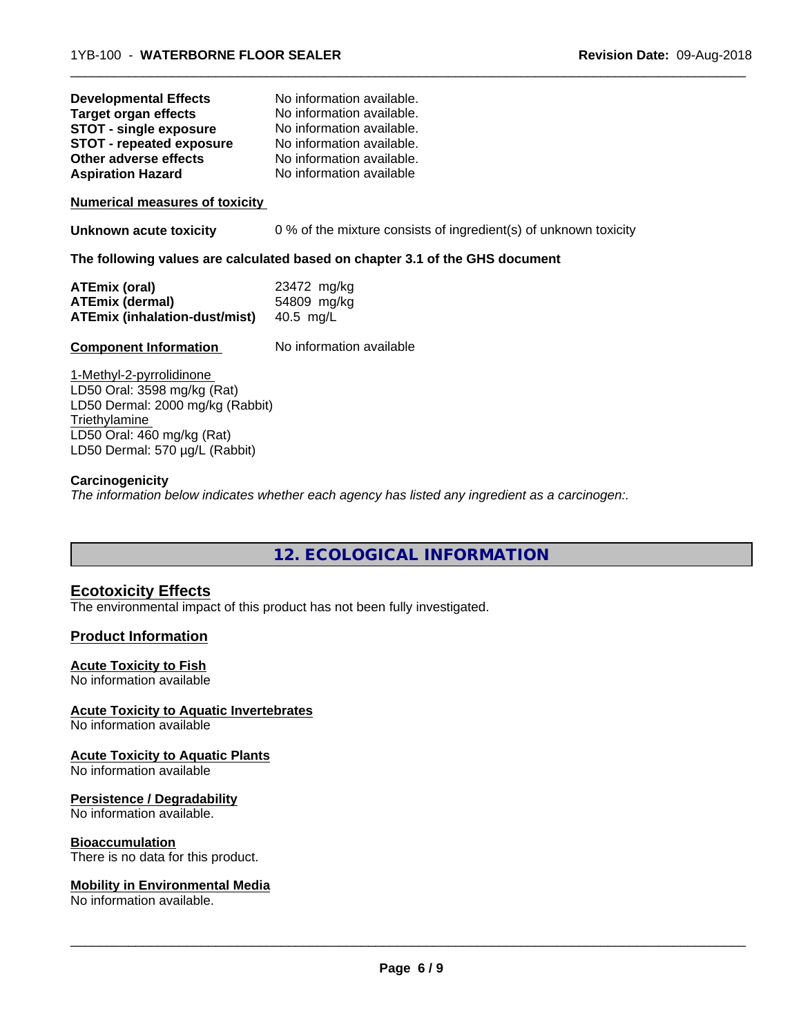| | |
|---|---|
| **Developmental Effects** | No information available. |
| **Target organ effects** | No information available. |
| **STOT - single exposure** | No information available. |
| **STOT - repeated exposure** | No information available. |
| **Other adverse effects** | No information available. |
| **Aspiration Hazard** | No information available |

**Numerical measures of toxicity**

**Unknown acute toxicity** 0 % of the mixture consists of ingredient(s) of unknown toxicity

**The following values are calculated based on chapter 3.1 of the GHS document**

| | |
|---|---|
| **ATEmix (oral)** | 23472 mg/kg |
| **ATEmix (dermal)** | 54809 mg/kg |
| **ATEmix (inhalation-dust/mist)** | 40.5 mg/L |

**Component Information** No information available

1-Methyl-2-pyrrolidinone
LD50 Oral: 3598 mg/kg (Rat)
LD50 Dermal: 2000 mg/kg (Rabbit)
Triethylamine
LD50 Oral: 460 mg/kg (Rat)
LD50 Dermal: 570 µg/L (Rabbit)

**Carcinogenicity**
*The information below indicates whether each agency has listed any ingredient as a carcinogen:.*

## 12. ECOLOGICAL INFORMATION

### Ecotoxicity Effects
The environmental impact of this product has not been fully investigated.

### Product Information

**Acute Toxicity to Fish**
No information available

**Acute Toxicity to Aquatic Invertebrates**
No information available

**Acute Toxicity to Aquatic Plants**
No information available

**Persistence / Degradability**
No information available.

**Bioaccumulation**
There is no data for this product.

**Mobility in Environmental Media**
No information available.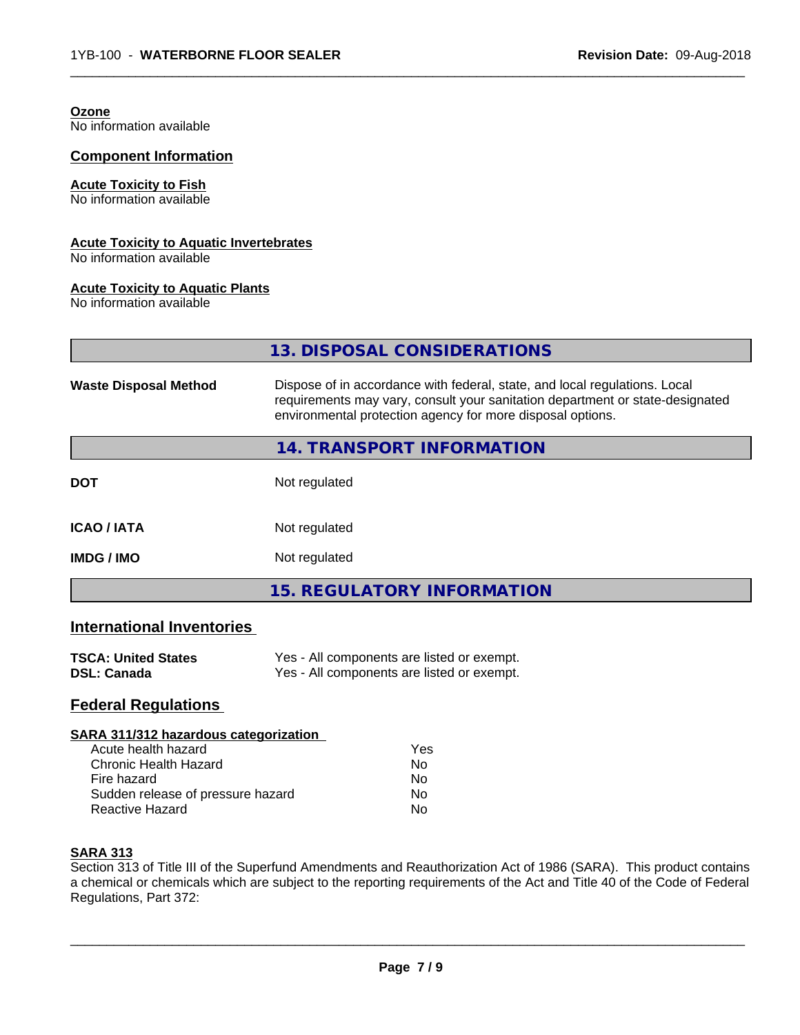**Ozone**
No information available

## Component Information

**Acute Toxicity to Fish**
No information available

**Acute Toxicity to Aquatic Invertebrates**
No information available

**Acute Toxicity to Aquatic Plants**
No information available

## 13. DISPOSAL CONSIDERATIONS

| | |
|---|---|
| **Waste Disposal Method** | Dispose of in accordance with federal, state, and local regulations. Local requirements may vary, consult your sanitation department or state-designated environmental protection agency for more disposal options. |

## 14. TRANSPORT INFORMATION

| | |
|---|---|
| **DOT** | Not regulated |
| **ICAO / IATA** | Not regulated |
| **IMDG / IMO** | Not regulated |

## 15. REGULATORY INFORMATION

### International Inventories

| | |
|---|---|
| **TSCA: United States** | Yes - All components are listed or exempt. |
| **DSL: Canada** | Yes - All components are listed or exempt. |

### Federal Regulations

**SARA 311/312 hazardous categorization**

| | |
|---|---|
| Acute health hazard | Yes |
| Chronic Health Hazard | No |
| Fire hazard | No |
| Sudden release of pressure hazard | No |
| Reactive Hazard | No |

**SARA 313**
Section 313 of Title III of the Superfund Amendments and Reauthorization Act of 1986 (SARA). This product contains a chemical or chemicals which are subject to the reporting requirements of the Act and Title 40 of the Code of Federal Regulations, Part 372: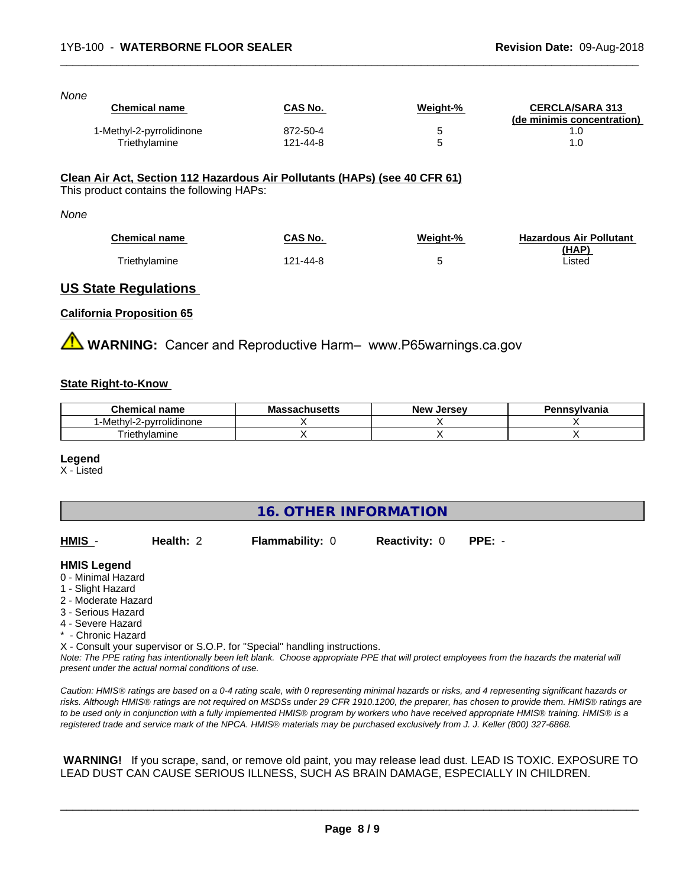*None*

| Chemical name | CAS No. | Weight-% | CERCLA/SARA 313 (de minimis concentration) |
|---|---|---|---|
| 1-Methyl-2-pyrrolidinone | 872-50-4 | 5 | 1.0 |
| Triethylamine | 121-44-8 | 5 | 1.0 |

**Clean Air Act, Section 112 Hazardous Air Pollutants (HAPs) (see 40 CFR 61)**

This product contains the following HAPs:

*None*

| Chemical name | CAS No. | Weight-% | Hazardous Air Pollutant (HAP) |
|---|---|---|---|
| Triethylamine | 121-44-8 | 5 | Listed |

## US State Regulations

### California Proposition 65

⚠ **WARNING:** Cancer and Reproductive Harm– www.P65warnings.ca.gov

### State Right-to-Know

| Chemical name | Massachusetts | New Jersey | Pennsylvania |
|---|---|---|---|
| 1-Methyl-2-pyrrolidinone | X | X | X |
| Triethylamine | X | X | X |

**Legend**

X - Listed

## 16. OTHER INFORMATION

| HMIS - | Health: 2 | Flammability: 0 | Reactivity: 0 | PPE: - |
|---|---|---|---|---|

**HMIS Legend**

0 - Minimal Hazard
1 - Slight Hazard
2 - Moderate Hazard
3 - Serious Hazard
4 - Severe Hazard
* - Chronic Hazard
X - Consult your supervisor or S.O.P. for "Special" handling instructions.

*Note: The PPE rating has intentionally been left blank. Choose appropriate PPE that will protect employees from the hazards the material will present under the actual normal conditions of use.*

*Caution: HMIS® ratings are based on a 0-4 rating scale, with 0 representing minimal hazards or risks, and 4 representing significant hazards or risks. Although HMIS® ratings are not required on MSDSs under 29 CFR 1910.1200, the preparer, has chosen to provide them. HMIS® ratings are to be used only in conjunction with a fully implemented HMIS® program by workers who have received appropriate HMIS® training. HMIS® is a registered trade and service mark of the NPCA. HMIS® materials may be purchased exclusively from J. J. Keller (800) 327-6868.*

**WARNING!** If you scrape, sand, or remove old paint, you may release lead dust. LEAD IS TOXIC. EXPOSURE TO LEAD DUST CAN CAUSE SERIOUS ILLNESS, SUCH AS BRAIN DAMAGE, ESPECIALLY IN CHILDREN.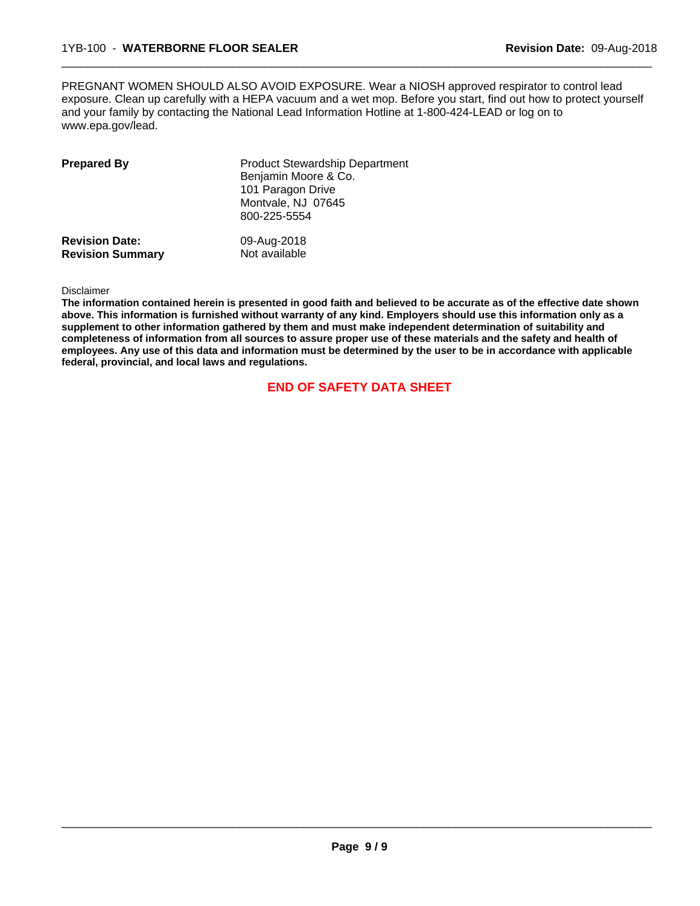PREGNANT WOMEN SHOULD ALSO AVOID EXPOSURE. Wear a NIOSH approved respirator to control lead exposure. Clean up carefully with a HEPA vacuum and a wet mop. Before you start, find out how to protect yourself and your family by contacting the National Lead Information Hotline at 1-800-424-LEAD or log on to www.epa.gov/lead.

| | |
|---|---|
| **Prepared By** | Product Stewardship Department<br>Benjamin Moore & Co.<br>101 Paragon Drive<br>Montvale, NJ 07645<br>800-225-5554 |
| **Revision Date:** | 09-Aug-2018 |
| **Revision Summary** | Not available |

Disclaimer

**The information contained herein is presented in good faith and believed to be accurate as of the effective date shown above. This information is furnished without warranty of any kind. Employers should use this information only as a supplement to other information gathered by them and must make independent determination of suitability and completeness of information from all sources to assure proper use of these materials and the safety and health of employees. Any use of this data and information must be determined by the user to be in accordance with applicable federal, provincial, and local laws and regulations.**

**END OF SAFETY DATA SHEET**